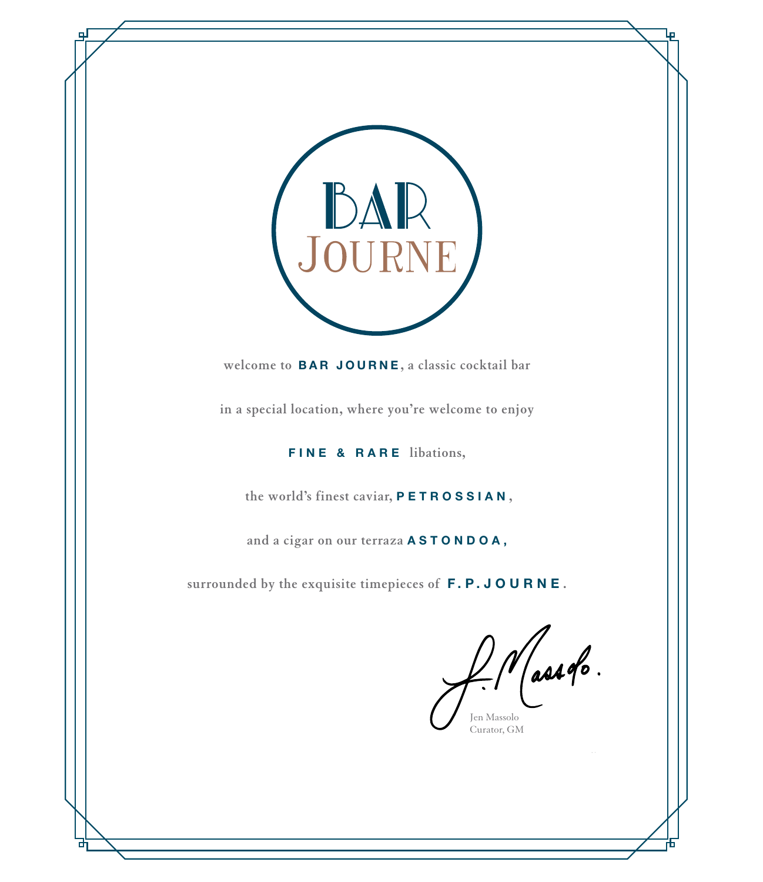# BAR JOURNE

welcome to **BAR JOURNE**, a classic cocktail bar

in a special location, where you're welcome to enjoy

**FINE & RARE** libations,

the world's finest caviar, **PETROSSIAN**,

and a cigar on our terraza **ASTONDOA,**

surrounded by the exquisite timepieces of **F.P.JOURNE**.

Jen Massolo
Curator, GM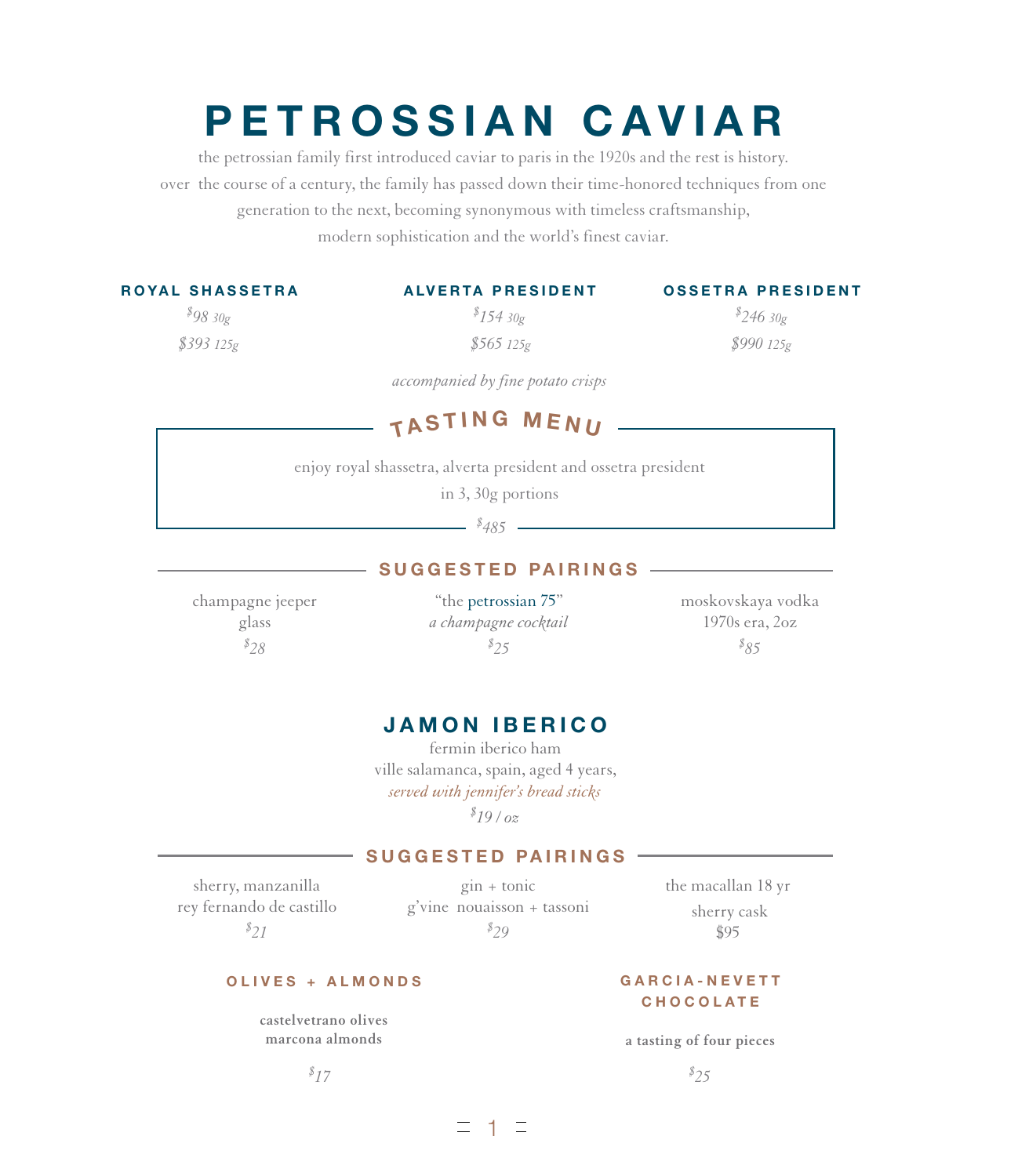# PETROSSIAN CAVIAR

the petrossian family first introduced caviar to paris in the 1920s and the rest is history.
over the course of a century, the family has passed down their time-honored techniques from one generation to the next, becoming synonymous with timeless craftsmanship, modern sophistication and the world's finest caviar.

### ROYAL SHASSETRA

*$98 30g*

*$393 125g*

### ALVERTA PRESIDENT

*$154 30g*

*$565 125g*

### OSSETRA PRESIDENT

*$246 30g*

*$990 125g*

*accompanied by fine potato crisps*

## TASTING MENU

enjoy royal shassetra, alverta president and ossetra president
in 3, 30g portions

*$485*

## SUGGESTED PAIRINGS

champagne jeeper
glass
*$28*

"the petrossian 75"
*a champagne cocktail*
*$25*

moskovskaya vodka
1970s era, 2oz
*$85*

# JAMON IBERICO

fermin iberico ham
ville salamanca, spain, aged 4 years,
*served with jennifer's bread sticks*

*$19 / oz*

## SUGGESTED PAIRINGS

sherry, manzanilla
rey fernando de castillo
*$21*

gin + tonic
g'vine nouaisson + tassoni
*$29*

the macallan 18 yr
sherry cask
$95

### OLIVES + ALMONDS

**castelvetrano olives**
**marcona almonds**

*$17*

### GARCIA-NEVETT CHOCOLATE

**a tasting of four pieces**

*$25*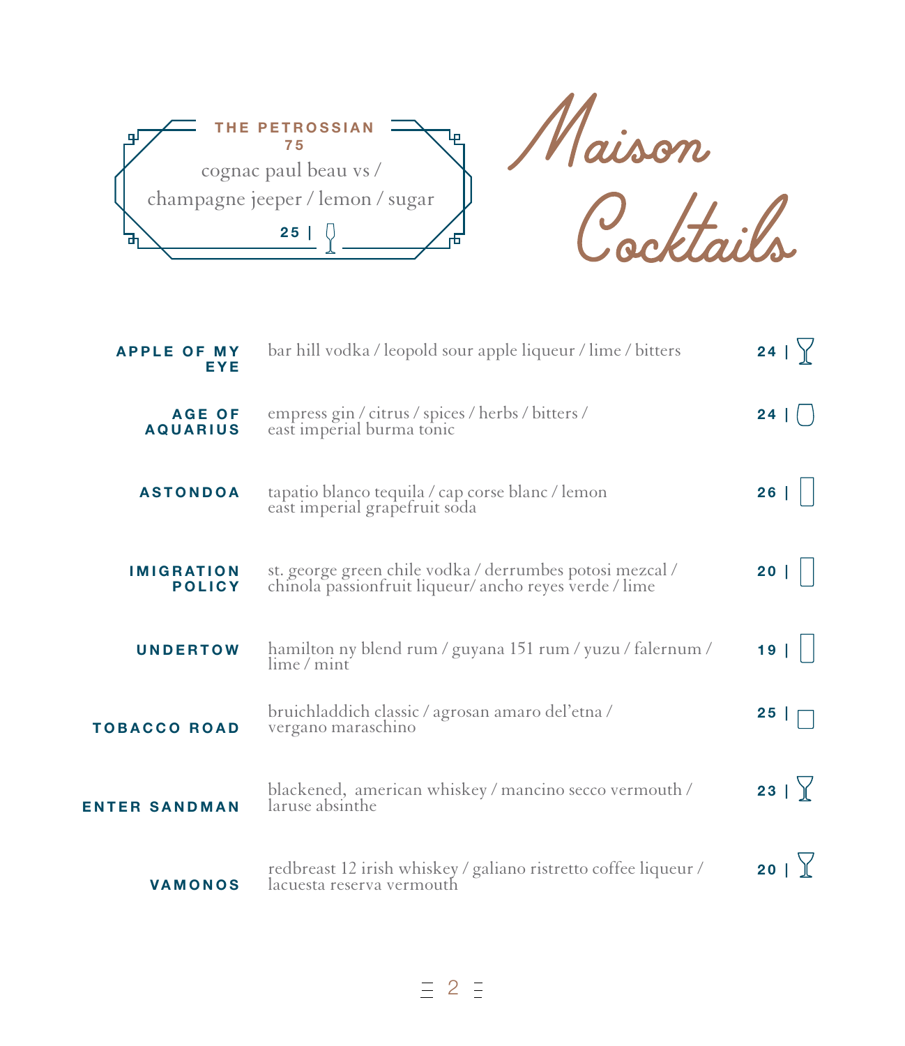# Maison Cocktails

**THE PETROSSIAN 75**

cognac paul beau vs / champagne jeeper / lemon / sugar

**25 |**

---

**APPLE OF MY EYE**
bar hill vodka / leopold sour apple liqueur / lime / bitters
**24 |**

**AGE OF AQUARIUS**
empress gin / citrus / spices / herbs / bitters / east imperial burma tonic
**24 |**

**ASTONDOA**
tapatio blanco tequila / cap corse blanc / lemon east imperial grapefruit soda
**26 |**

**IMIGRATION POLICY**
st. george green chile vodka / derrumbes potosi mezcal / chinola passionfruit liqueur/ ancho reyes verde / lime
**20 |**

**UNDERTOW**
hamilton ny blend rum / guyana 151 rum / yuzu / falernum / lime / mint
**19 |**

**TOBACCO ROAD**
bruichladdich classic / agrosan amaro del'etna / vergano maraschino
**25 |**

**ENTER SANDMAN**
blackened, american whiskey / mancino secco vermouth / laruse absinthe
**23 |**

**VAMONOS**
redbreast 12 irish whiskey / galiano ristretto coffee liqueur / lacuesta reserva vermouth
**20 |**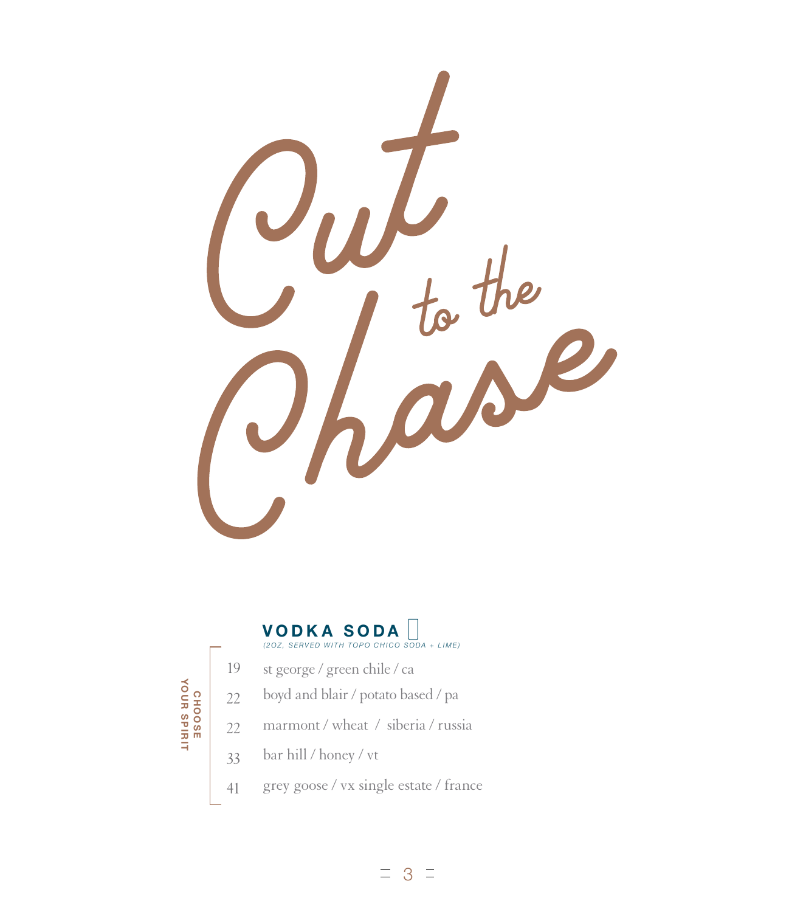# Cut to the Chase

## VODKA SODA

*(2OZ, SERVED WITH TOPO CHICO SODA + LIME)*

**CHOOSE YOUR SPIRIT**

| Price | Spirit |
|---|---|
| 19 | st george / green chile / ca |
| 22 | boyd and blair / potato based / pa |
| 22 | marmont / wheat / siberia / russia |
| 33 | bar hill / honey / vt |
| 41 | grey goose / vx single estate / france |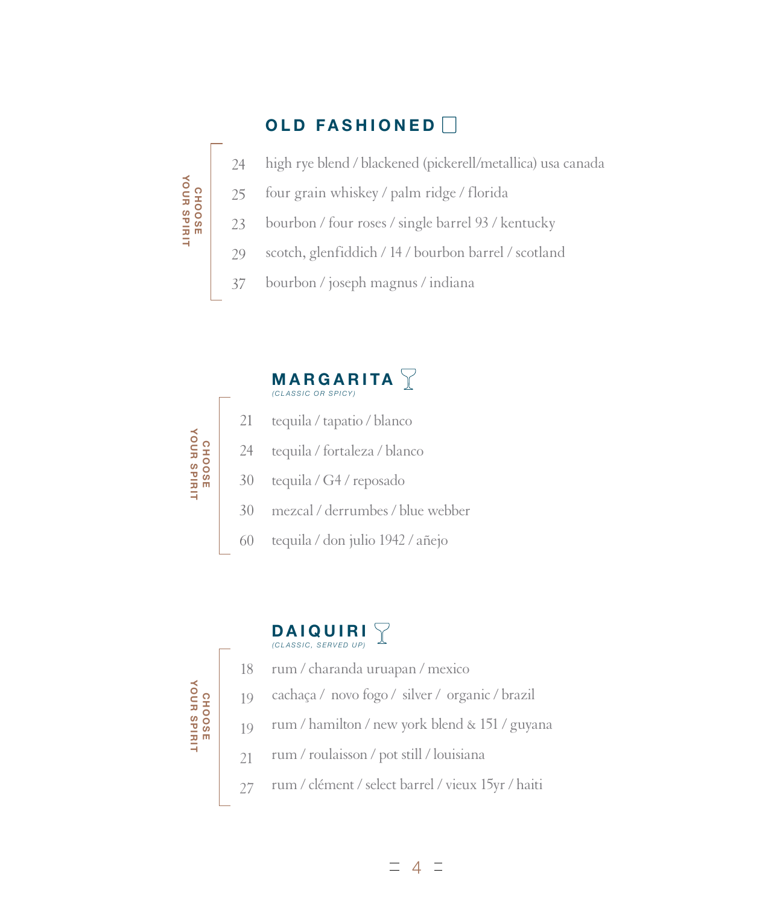## OLD FASHIONED

*CHOOSE YOUR SPIRIT*

| Price | Spirit |
|---|---|
| 24 | high rye blend / blackened (pickerell/metallica) usa canada |
| 25 | four grain whiskey / palm ridge / florida |
| 23 | bourbon / four roses / single barrel 93 / kentucky |
| 29 | scotch, glenfiddich / 14 / bourbon barrel / scotland |
| 37 | bourbon / joseph magnus / indiana |

## MARGARITA

*(CLASSIC OR SPICY)*

*CHOOSE YOUR SPIRIT*

| Price | Spirit |
|---|---|
| 21 | tequila / tapatio / blanco |
| 24 | tequila / fortaleza / blanco |
| 30 | tequila / G4 / reposado |
| 30 | mezcal / derrumbes / blue webber |
| 60 | tequila / don julio 1942 / añejo |

## DAIQUIRI

*(CLASSIC, SERVED UP)*

*CHOOSE YOUR SPIRIT*

| Price | Spirit |
|---|---|
| 18 | rum / charanda uruapan / mexico |
| 19 | cachaça / novo fogo / silver / organic / brazil |
| 19 | rum / hamilton / new york blend & 151 / guyana |
| 21 | rum / roulaisson / pot still / louisiana |
| 27 | rum / clément / select barrel / vieux 15yr / haiti |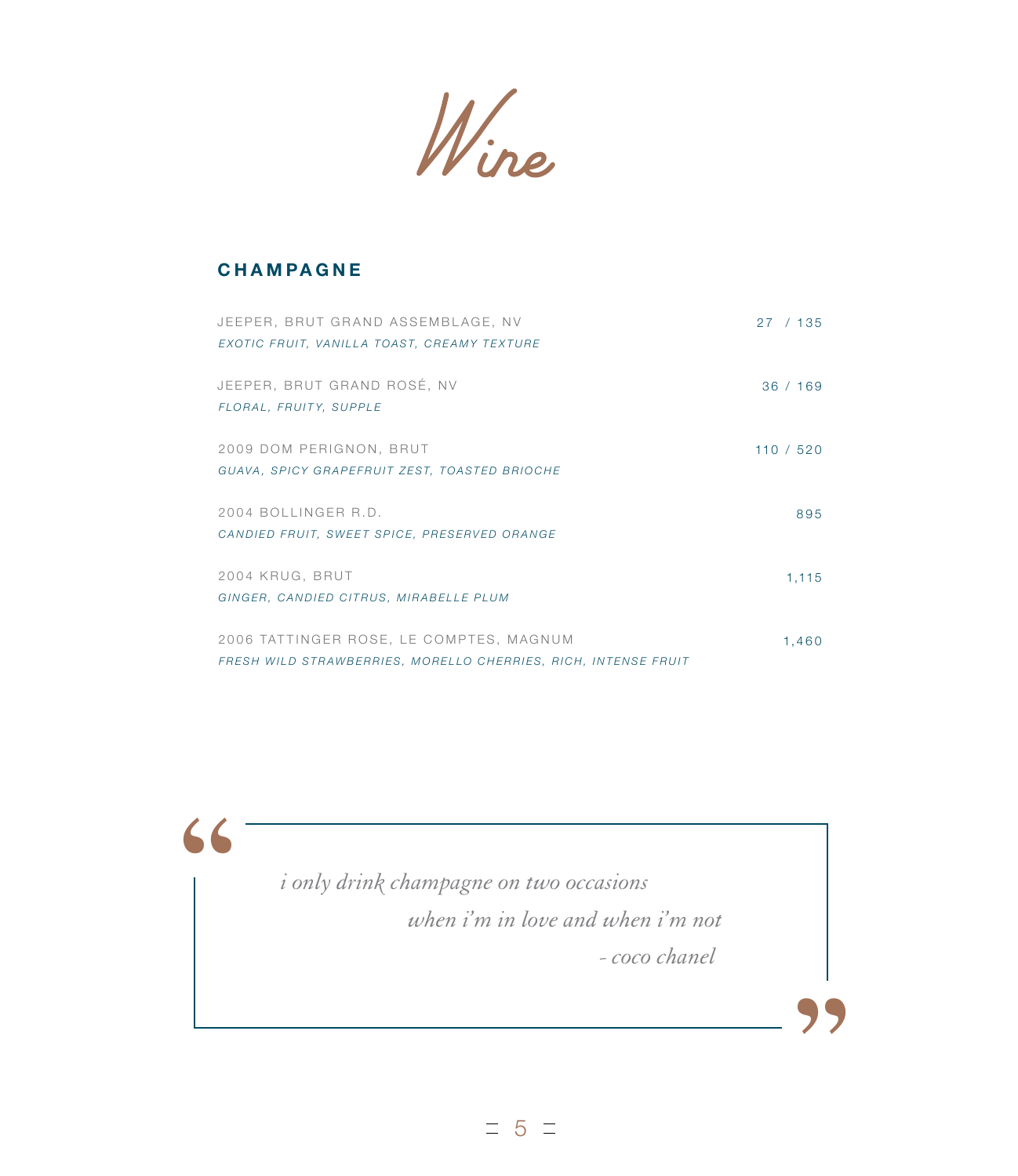# Wine

## CHAMPAGNE

JEEPER, BRUT GRAND ASSEMBLAGE, NV — 27 / 135
*EXOTIC FRUIT, VANILLA TOAST, CREAMY TEXTURE*

JEEPER, BRUT GRAND ROSÉ, NV — 36 / 169
*FLORAL, FRUITY, SUPPLE*

2009 DOM PERIGNON, BRUT — 110 / 520
*GUAVA, SPICY GRAPEFRUIT ZEST, TOASTED BRIOCHE*

2004 BOLLINGER R.D. — 895
*CANDIED FRUIT, SWEET SPICE, PRESERVED ORANGE*

2004 KRUG, BRUT — 1,115
*GINGER, CANDIED CITRUS, MIRABELLE PLUM*

2006 TATTINGER ROSE, LE COMPTES, MAGNUM — 1,460
*FRESH WILD STRAWBERRIES, MORELLO CHERRIES, RICH, INTENSE FRUIT*

> *i only drink champagne on two occasions*
> *when i'm in love and when i'm not*
> *- coco chanel*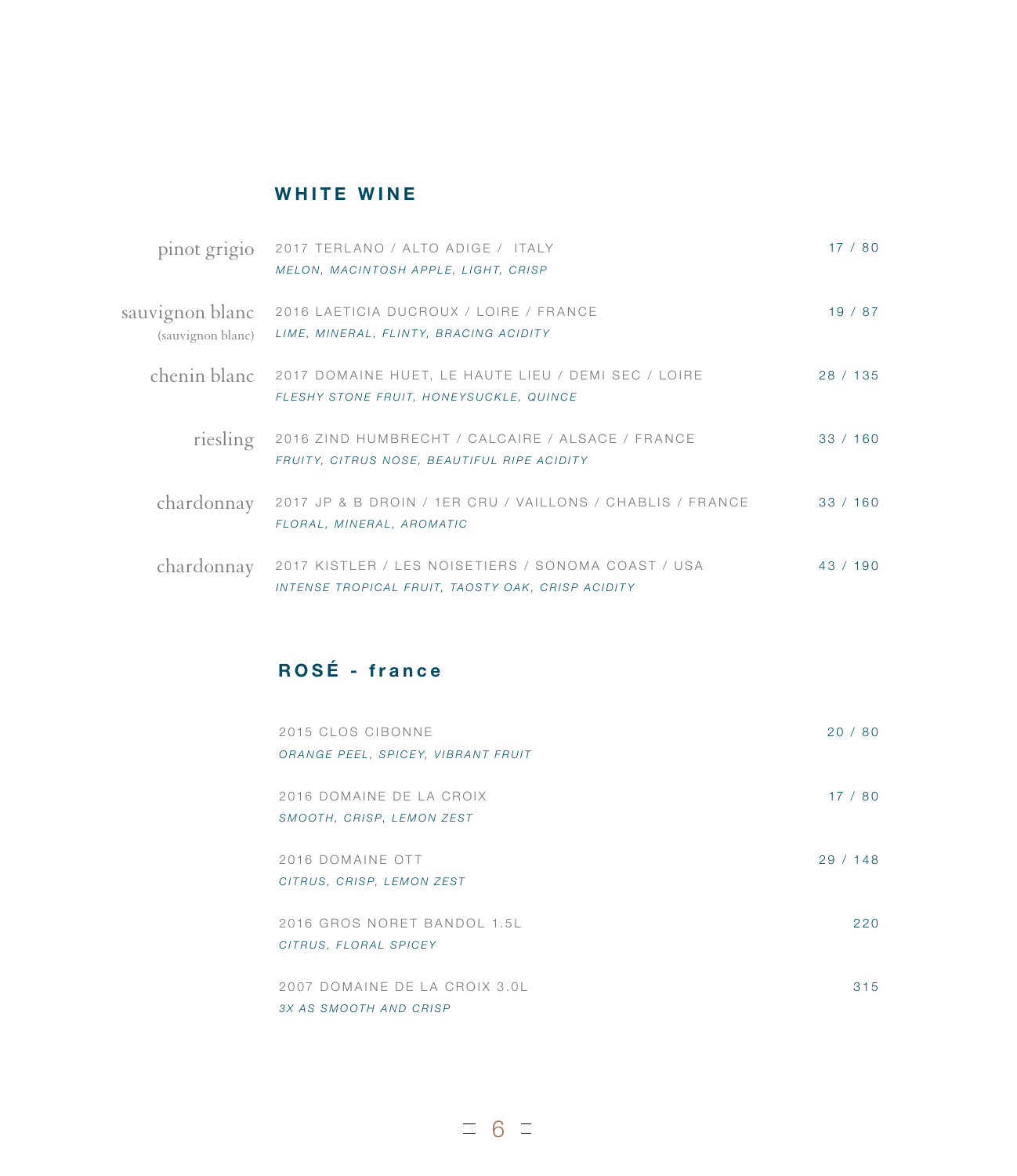## WHITE WINE

| | | |
|---|---|---|
| pinot grigio | 2017 TERLANO / ALTO ADIGE / ITALY<br>*MELON, MACINTOSH APPLE, LIGHT, CRISP* | 17 / 80 |
| sauvignon blanc<br>(sauvignon blanc) | 2016 LAETICIA DUCROUX / LOIRE / FRANCE<br>*LIME, MINERAL, FLINTY, BRACING ACIDITY* | 19 / 87 |
| chenin blanc | 2017 DOMAINE HUET, LE HAUTE LIEU / DEMI SEC / LOIRE<br>*FLESHY STONE FRUIT, HONEYSUCKLE, QUINCE* | 28 / 135 |
| riesling | 2016 ZIND HUMBRECHT / CALCAIRE / ALSACE / FRANCE<br>*FRUITY, CITRUS NOSE, BEAUTIFUL RIPE ACIDITY* | 33 / 160 |
| chardonnay | 2017 JP & B DROIN / 1ER CRU / VAILLONS / CHABLIS / FRANCE<br>*FLORAL, MINERAL, AROMATIC* | 33 / 160 |
| chardonnay | 2017 KISTLER / LES NOISETIERS / SONOMA COAST / USA<br>*INTENSE TROPICAL FRUIT, TAOSTY OAK, CRISP ACIDITY* | 43 / 190 |

## ROSÉ - france

| | |
|---|---|
| 2015 CLOS CIBONNE<br>*ORANGE PEEL, SPICEY, VIBRANT FRUIT* | 20 / 80 |
| 2016 DOMAINE DE LA CROIX<br>*SMOOTH, CRISP, LEMON ZEST* | 17 / 80 |
| 2016 DOMAINE OTT<br>*CITRUS, CRISP, LEMON ZEST* | 29 / 148 |
| 2016 GROS NORET BANDOL 1.5L<br>*CITRUS, FLORAL SPICEY* | 220 |
| 2007 DOMAINE DE LA CROIX 3.0L<br>*3X AS SMOOTH AND CRISP* | 315 |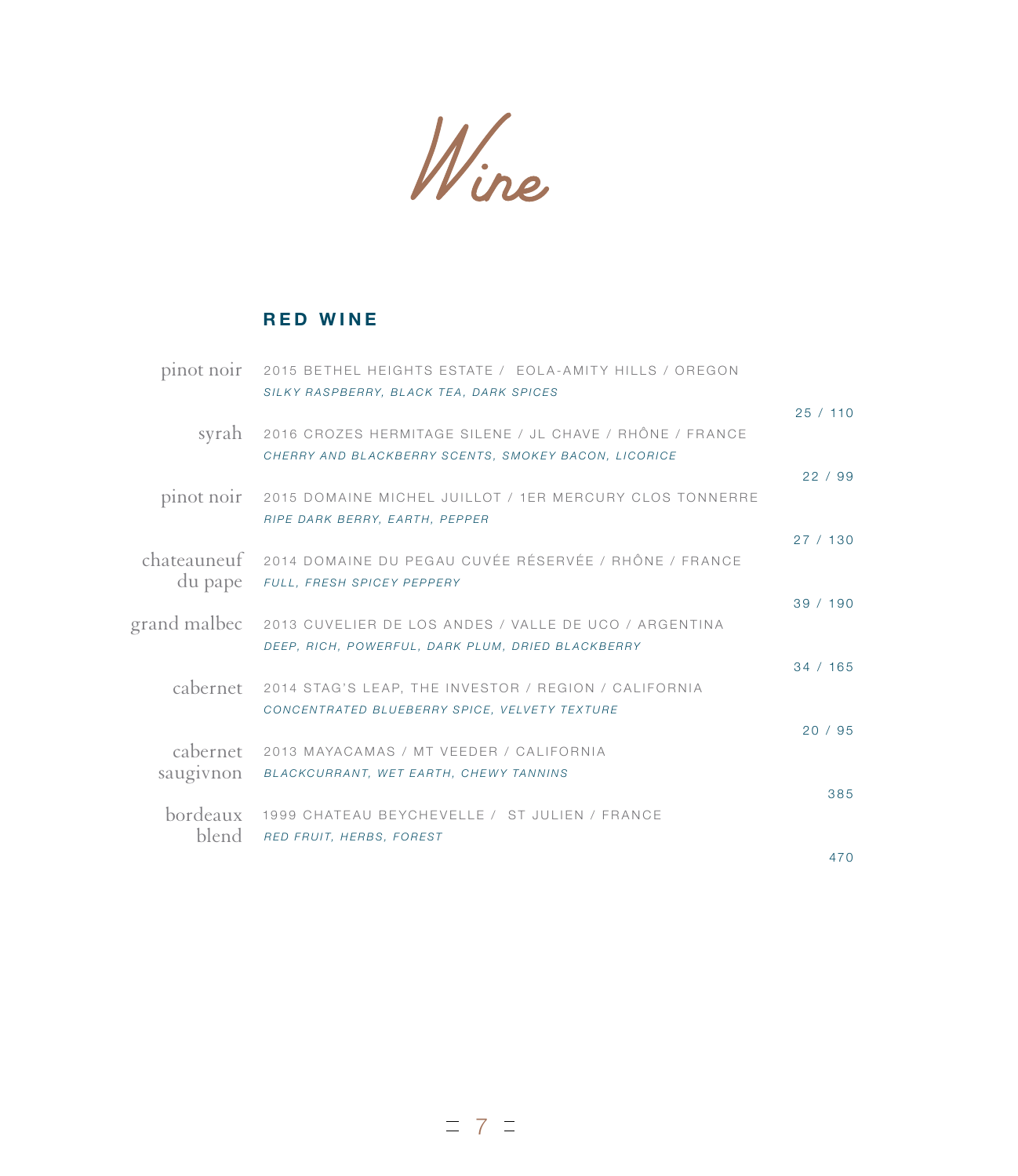# Wine

## RED WINE

| | | |
|---|---|---|
| pinot noir | 2015 BETHEL HEIGHTS ESTATE / EOLA-AMITY HILLS / OREGON<br>*SILKY RASPBERRY, BLACK TEA, DARK SPICES* | 25 / 110 |
| syrah | 2016 CROZES HERMITAGE SILENE / JL CHAVE / RHÔNE / FRANCE<br>*CHERRY AND BLACKBERRY SCENTS, SMOKEY BACON, LICORICE* | 22 / 99 |
| pinot noir | 2015 DOMAINE MICHEL JUILLOT / 1ER MERCURY CLOS TONNERRE<br>*RIPE DARK BERRY, EARTH, PEPPER* | 27 / 130 |
| chateauneuf du pape | 2014 DOMAINE DU PEGAU CUVÉE RÉSERVÉE / RHÔNE / FRANCE<br>*FULL, FRESH SPICEY PEPPERY* | 39 / 190 |
| grand malbec | 2013 CUVELIER DE LOS ANDES / VALLE DE UCO / ARGENTINA<br>*DEEP, RICH, POWERFUL, DARK PLUM, DRIED BLACKBERRY* | 34 / 165 |
| cabernet | 2014 STAG'S LEAP, THE INVESTOR / REGION / CALIFORNIA<br>*CONCENTRATED BLUEBERRY SPICE, VELVETY TEXTURE* | 20 / 95 |
| cabernet saugivnon | 2013 MAYACAMAS / MT VEEDER / CALIFORNIA<br>*BLACKCURRANT, WET EARTH, CHEWY TANNINS* | 385 |
| bordeaux blend | 1999 CHATEAU BEYCHEVELLE / ST JULIEN / FRANCE<br>*RED FRUIT, HERBS, FOREST* | 470 |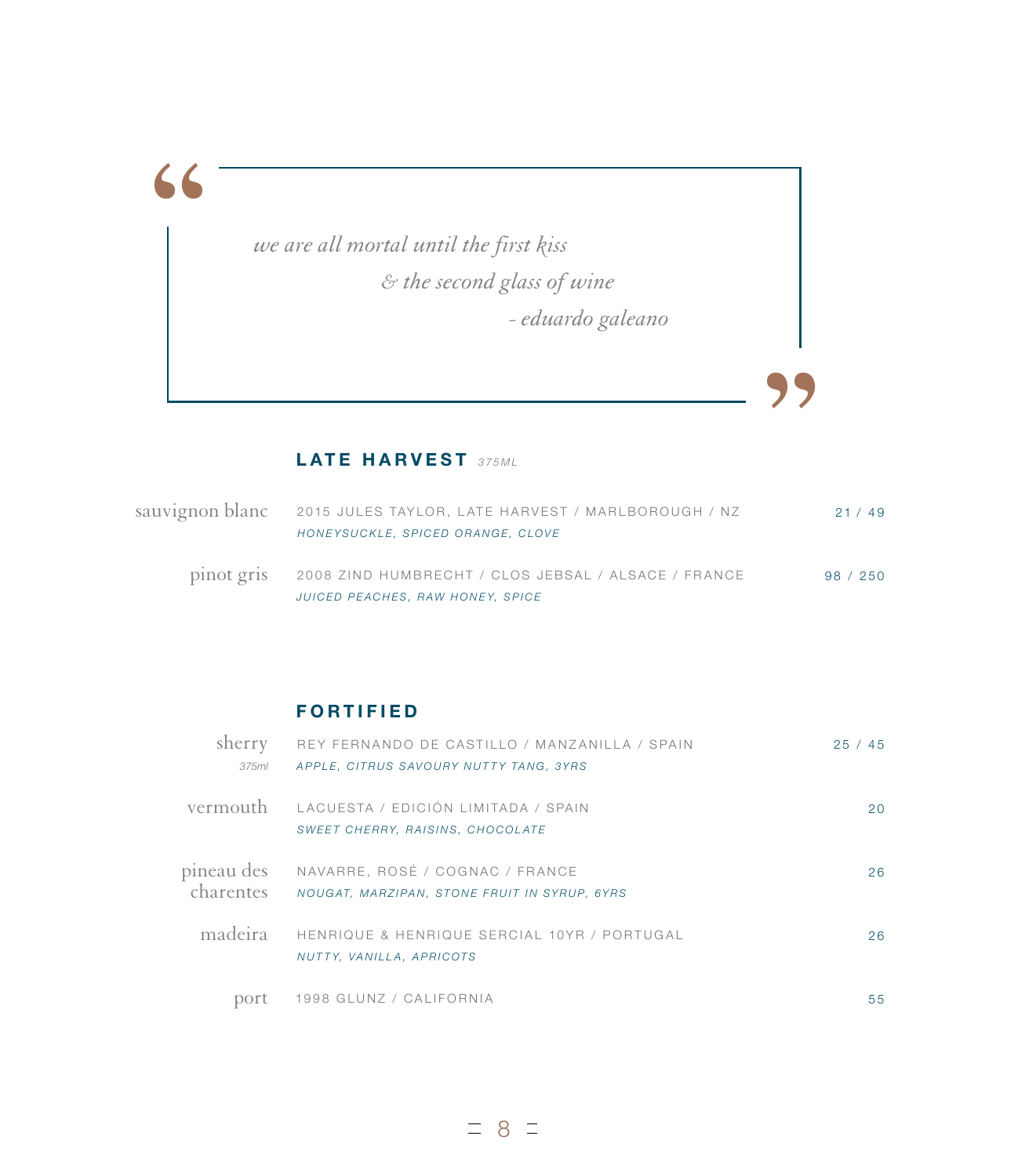> *we are all mortal until the first kiss*
> *& the second glass of wine*
> *- eduardo galeano*

## LATE HARVEST *375ML*

| | | |
|---|---|---|
| sauvignon blanc | 2015 JULES TAYLOR, LATE HARVEST / MARLBOROUGH / NZ<br>*HONEYSUCKLE, SPICED ORANGE, CLOVE* | 21 / 49 |
| pinot gris | 2008 ZIND HUMBRECHT / CLOS JEBSAL / ALSACE / FRANCE<br>*JUICED PEACHES, RAW HONEY, SPICE* | 98 / 250 |

## FORTIFIED

| | | |
|---|---|---|
| sherry<br>*375ml* | REY FERNANDO DE CASTILLO / MANZANILLA / SPAIN<br>*APPLE, CITRUS SAVOURY NUTTY TANG, 3YRS* | 25 / 45 |
| vermouth | LACUESTA / EDICIÓN LIMITADA / SPAIN<br>*SWEET CHERRY, RAISINS, CHOCOLATE* | 20 |
| pineau des charentes | NAVARRE, ROSÉ / COGNAC / FRANCE<br>*NOUGAT, MARZIPAN, STONE FRUIT IN SYRUP, 6YRS* | 26 |
| madeira | HENRIQUE & HENRIQUE SERCIAL 10YR / PORTUGAL<br>*NUTTY, VANILLA, APRICOTS* | 26 |
| port | 1998 GLUNZ / CALIFORNIA | 55 |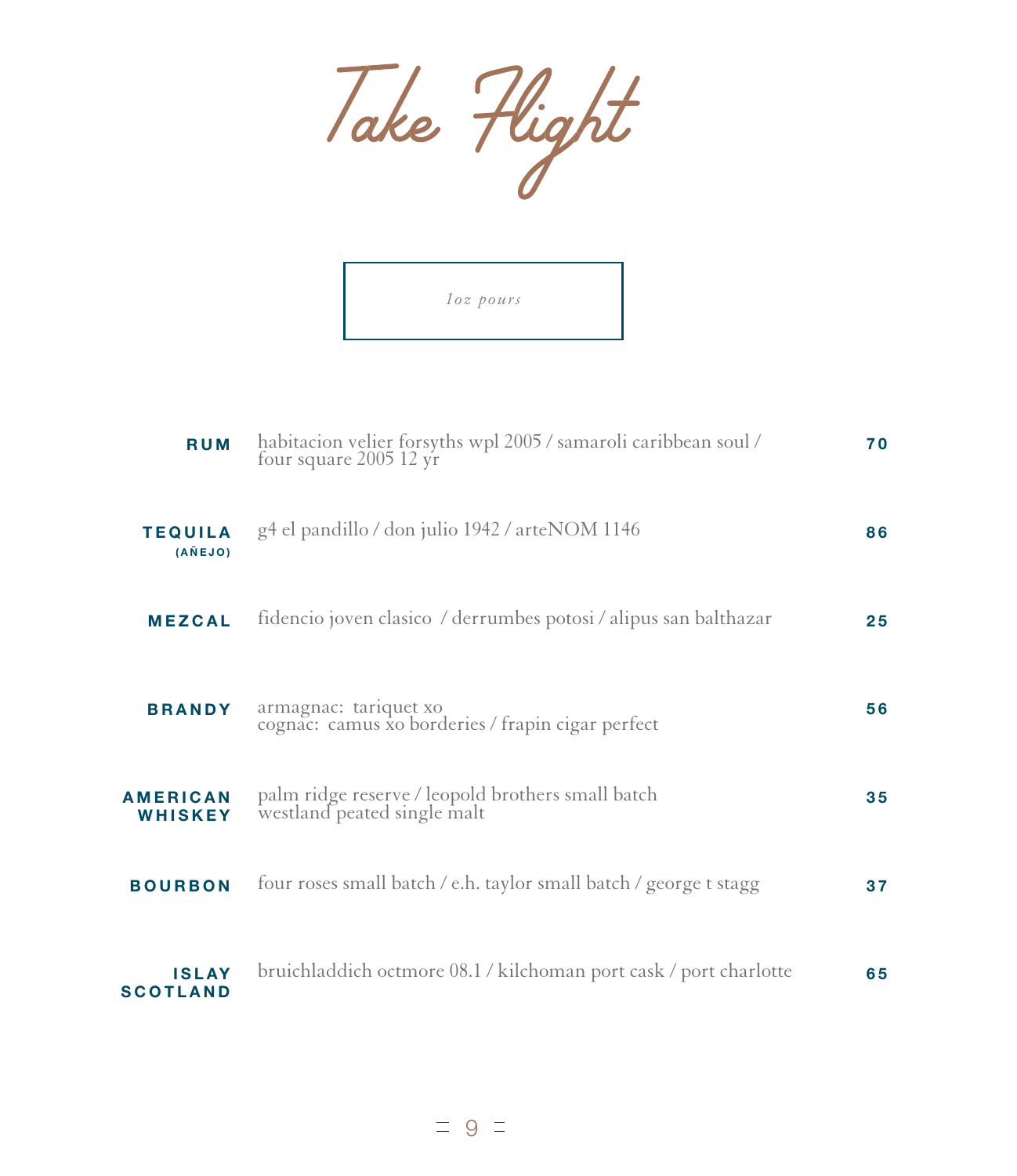# Take Flight

*1oz pours*

| | | |
|---|---|---|
| **RUM** | habitacion velier forsyths wpl 2005 / samaroli caribbean soul / four square 2005 12 yr | **70** |
| **TEQUILA (AÑEJO)** | g4 el pandillo / don julio 1942 / arteNOM 1146 | **86** |
| **MEZCAL** | fidencio joven clasico / derrumbes potosi / alipus san balthazar | **25** |
| **BRANDY** | armagnac: tariquet xo<br>cognac: camus xo borderies / frapin cigar perfect | **56** |
| **AMERICAN WHISKEY** | palm ridge reserve / leopold brothers small batch<br>westland peated single malt | **35** |
| **BOURBON** | four roses small batch / e.h. taylor small batch / george t stagg | **37** |
| **ISLAY SCOTLAND** | bruichladdich octmore 08.1 / kilchoman port cask / port charlotte | **65** |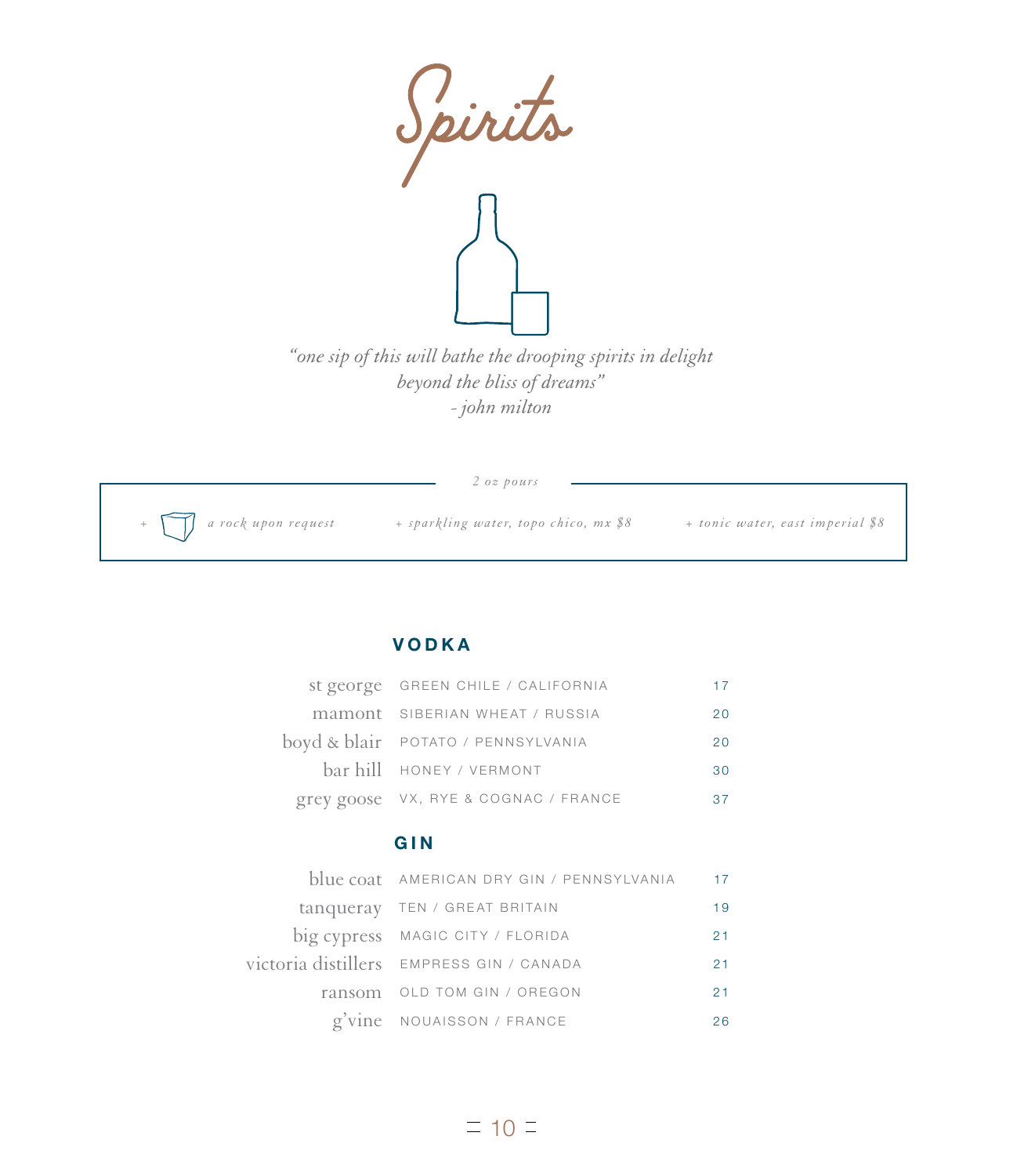# Spirits

*"one sip of this will bathe the drooping spirits in delight*
*beyond the bliss of dreams"*
*- john milton*

*2 oz pours*

*+ a rock upon request* | *+ sparkling water, topo chico, mx $8* | *+ tonic water, east imperial $8*

## VODKA

| | | |
|---|---|---|
| st george | GREEN CHILE / CALIFORNIA | 17 |
| mamont | SIBERIAN WHEAT / RUSSIA | 20 |
| boyd & blair | POTATO / PENNSYLVANIA | 20 |
| bar hill | HONEY / VERMONT | 30 |
| grey goose | VX, RYE & COGNAC / FRANCE | 37 |

## GIN

| | | |
|---|---|---|
| blue coat | AMERICAN DRY GIN / PENNSYLVANIA | 17 |
| tanqueray | TEN / GREAT BRITAIN | 19 |
| big cypress | MAGIC CITY / FLORIDA | 21 |
| victoria distillers | EMPRESS GIN / CANADA | 21 |
| ransom | OLD TOM GIN / OREGON | 21 |
| g'vine | NOUAISSON / FRANCE | 26 |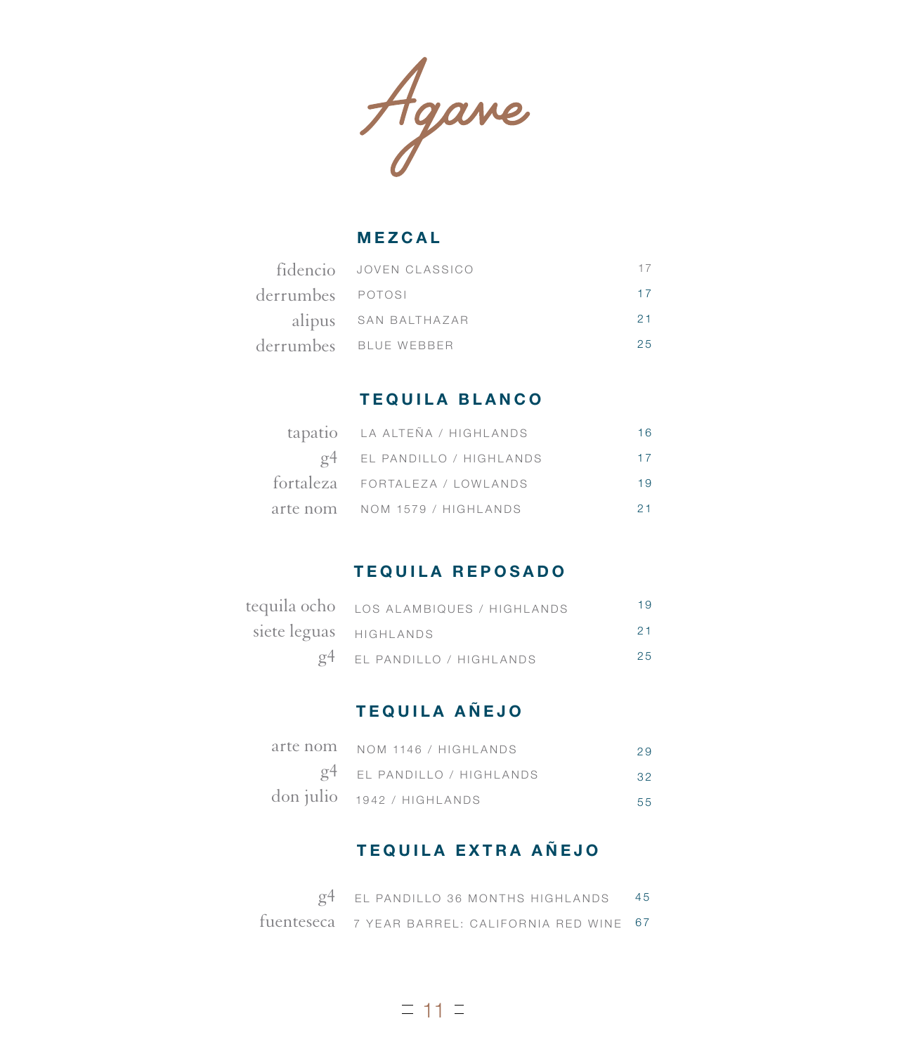# Agave

## MEZCAL

| | | |
|---|---|---|
| fidencio | JOVEN CLASSICO | 17 |
| derrumbes | POTOSI | 17 |
| alipus | SAN BALTHAZAR | 21 |
| derrumbes | BLUE WEBBER | 25 |

## TEQUILA BLANCO

| | | |
|---|---|---|
| tapatio | LA ALTEÑA / HIGHLANDS | 16 |
| g4 | EL PANDILLO / HIGHLANDS | 17 |
| fortaleza | FORTALEZA / LOWLANDS | 19 |
| arte nom | NOM 1579 / HIGHLANDS | 21 |

## TEQUILA REPOSADO

| | | |
|---|---|---|
| tequila ocho | LOS ALAMBIQUES / HIGHLANDS | 19 |
| siete leguas | HIGHLANDS | 21 |
| g4 | EL PANDILLO / HIGHLANDS | 25 |

## TEQUILA AÑEJO

| | | |
|---|---|---|
| arte nom | NOM 1146 / HIGHLANDS | 29 |
| g4 | EL PANDILLO / HIGHLANDS | 32 |
| don julio | 1942 / HIGHLANDS | 55 |

## TEQUILA EXTRA AÑEJO

| | | |
|---|---|---|
| g4 | EL PANDILLO 36 MONTHS HIGHLANDS | 45 |
| fuenteseca | 7 YEAR BARREL: CALIFORNIA RED WINE | 67 |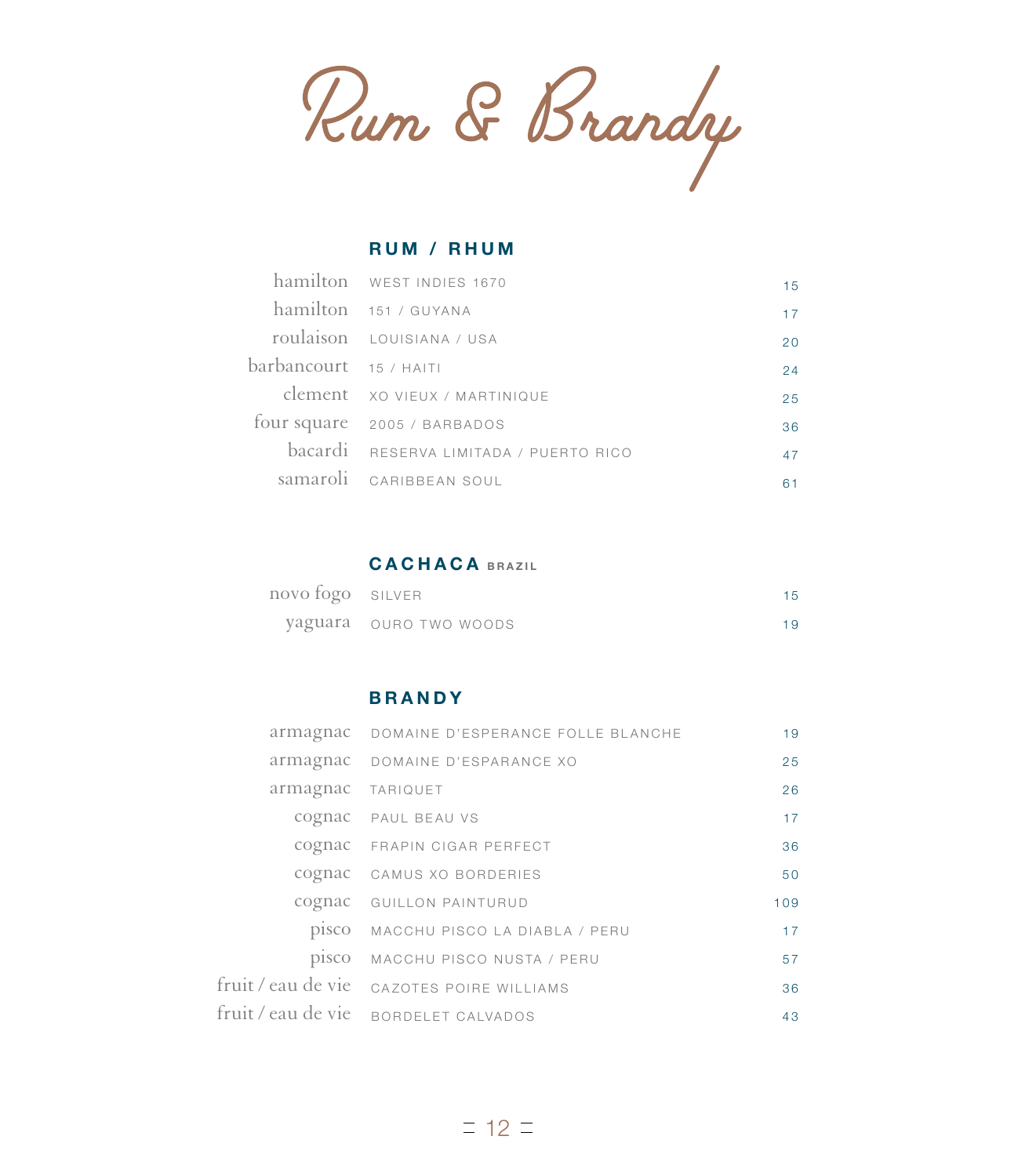# Rum & Brandy

## RUM / RHUM

| | | |
|---|---|---|
| hamilton | WEST INDIES 1670 | 15 |
| hamilton | 151 / GUYANA | 17 |
| roulaison | LOUISIANA / USA | 20 |
| barbancourt | 15 / HAITI | 24 |
| clement | XO VIEUX / MARTINIQUE | 25 |
| four square | 2005 / BARBADOS | 36 |
| bacardi | RESERVA LIMITADA / PUERTO RICO | 47 |
| samaroli | CARIBBEAN SOUL | 61 |

## CACHACA BRAZIL

| | | |
|---|---|---|
| novo fogo | SILVER | 15 |
| yaguara | OURO TWO WOODS | 19 |

## BRANDY

| | | |
|---|---|---|
| armagnac | DOMAINE D'ESPERANCE FOLLE BLANCHE | 19 |
| armagnac | DOMAINE D'ESPARANCE XO | 25 |
| armagnac | TARIQUET | 26 |
| cognac | PAUL BEAU VS | 17 |
| cognac | FRAPIN CIGAR PERFECT | 36 |
| cognac | CAMUS XO BORDERIES | 50 |
| cognac | GUILLON PAINTURUD | 109 |
| pisco | MACCHU PISCO LA DIABLA / PERU | 17 |
| pisco | MACCHU PISCO NUSTA / PERU | 57 |
| fruit / eau de vie | CAZOTES POIRE WILLIAMS | 36 |
| fruit / eau de vie | BORDELET CALVADOS | 43 |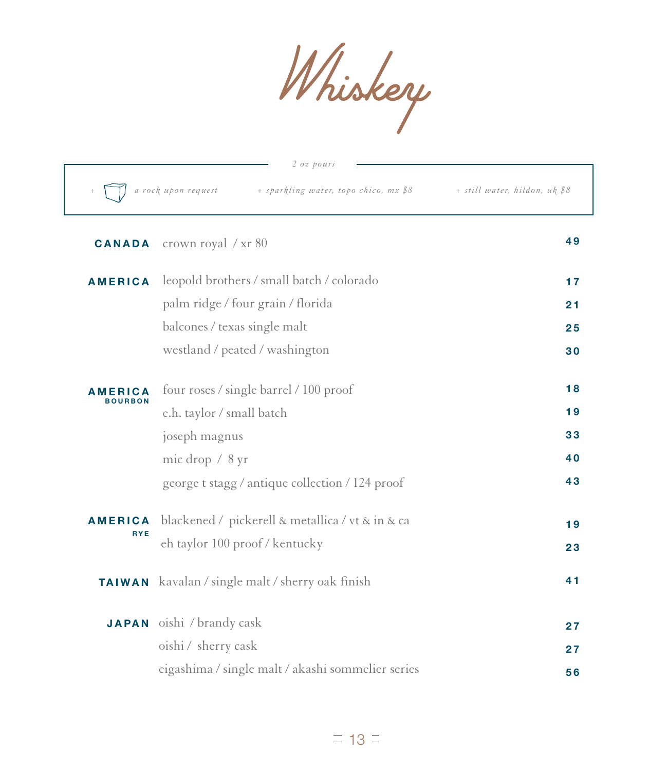# Whiskey

*2 oz pours*

*+ a rock upon request* | *+ sparkling water, topo chico, mx $8* | *+ still water, hildon, uk $8*

| | | |
|---|---|---|
| **CANADA** | crown royal / xr 80 | **49** |
| **AMERICA** | leopold brothers / small batch / colorado | **17** |
| | palm ridge / four grain / florida | **21** |
| | balcones / texas single malt | **25** |
| | westland / peated / washington | **30** |
| **AMERICA BOURBON** | four roses / single barrel / 100 proof | **18** |
| | e.h. taylor / small batch | **19** |
| | joseph magnus | **33** |
| | mic drop / 8 yr | **40** |
| | george t stagg / antique collection / 124 proof | **43** |
| **AMERICA RYE** | blackened / pickerell & metallica / vt & in & ca | **19** |
| | eh taylor 100 proof / kentucky | **23** |
| **TAIWAN** | kavalan / single malt / sherry oak finish | **41** |
| **JAPAN** | oishi / brandy cask | **27** |
| | oishi / sherry cask | **27** |
| | eigashima / single malt / akashi sommelier series | **56** |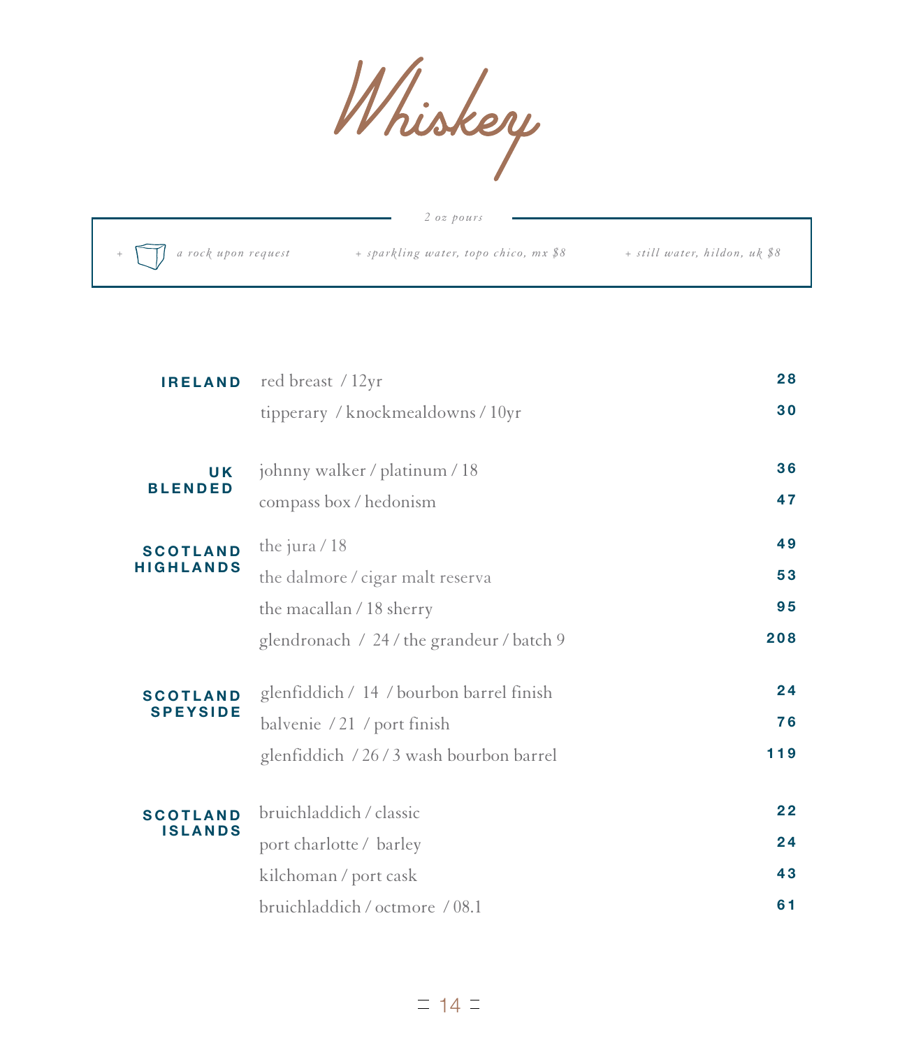# Whiskey

*2 oz pours*

*+ a rock upon request* | *+ sparkling water, topo chico, mx $8* | *+ still water, hildon, uk $8*

| Region | Whiskey | Price |
|---|---|---|
| **IRELAND** | red breast / 12yr | **28** |
| | tipperary / knockmealdowns / 10yr | **30** |
| **UK BLENDED** | johnny walker / platinum / 18 | **36** |
| | compass box / hedonism | **47** |
| **SCOTLAND HIGHLANDS** | the jura / 18 | **49** |
| | the dalmore / cigar malt reserva | **53** |
| | the macallan / 18 sherry | **95** |
| | glendronach / 24 / the grandeur / batch 9 | **208** |
| **SCOTLAND SPEYSIDE** | glenfiddich / 14 / bourbon barrel finish | **24** |
| | balvenie / 21 / port finish | **76** |
| | glenfiddich / 26 / 3 wash bourbon barrel | **119** |
| **SCOTLAND ISLANDS** | bruichladdich / classic | **22** |
| | port charlotte / barley | **24** |
| | kilchoman / port cask | **43** |
| | bruichladdich / octmore / 08.1 | **61** |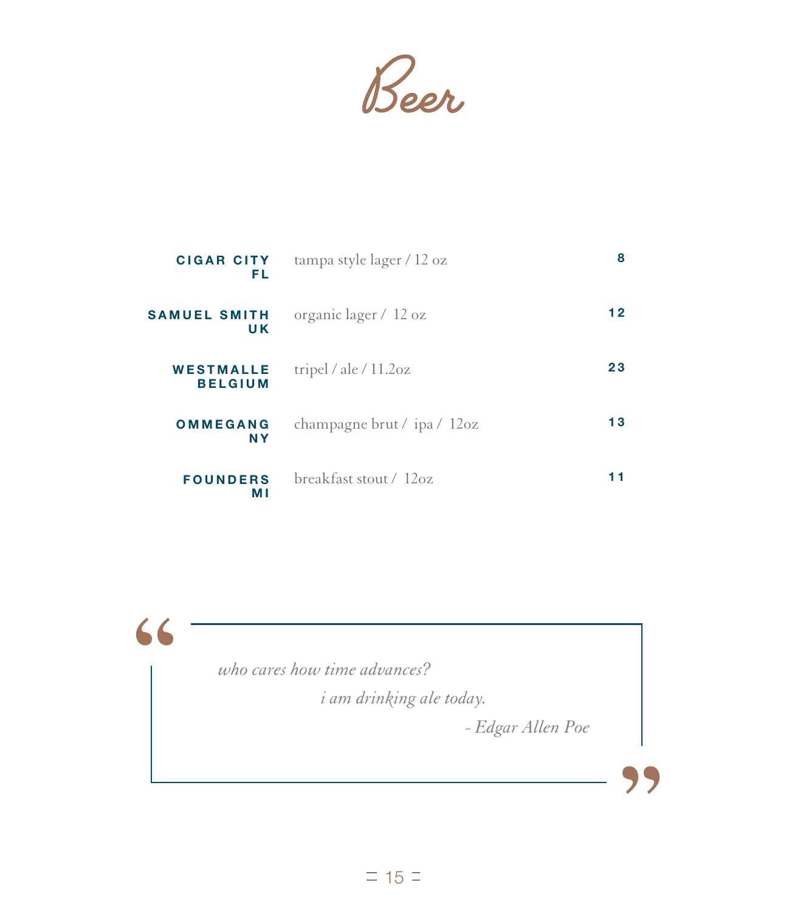# Beer

| | | |
|---|---|---|
| **CIGAR CITY**<br>**FL** | tampa style lager / 12 oz | **8** |
| **SAMUEL SMITH**<br>**UK** | organic lager / 12 oz | **12** |
| **WESTMALLE**<br>**BELGIUM** | tripel / ale / 11.2oz | **23** |
| **OMMEGANG**<br>**NY** | champagne brut / ipa / 12oz | **13** |
| **FOUNDERS**<br>**MI** | breakfast stout / 12oz | **11** |

> *who cares how time advances?*
> *i am drinking ale today.*
> *- Edgar Allen Poe*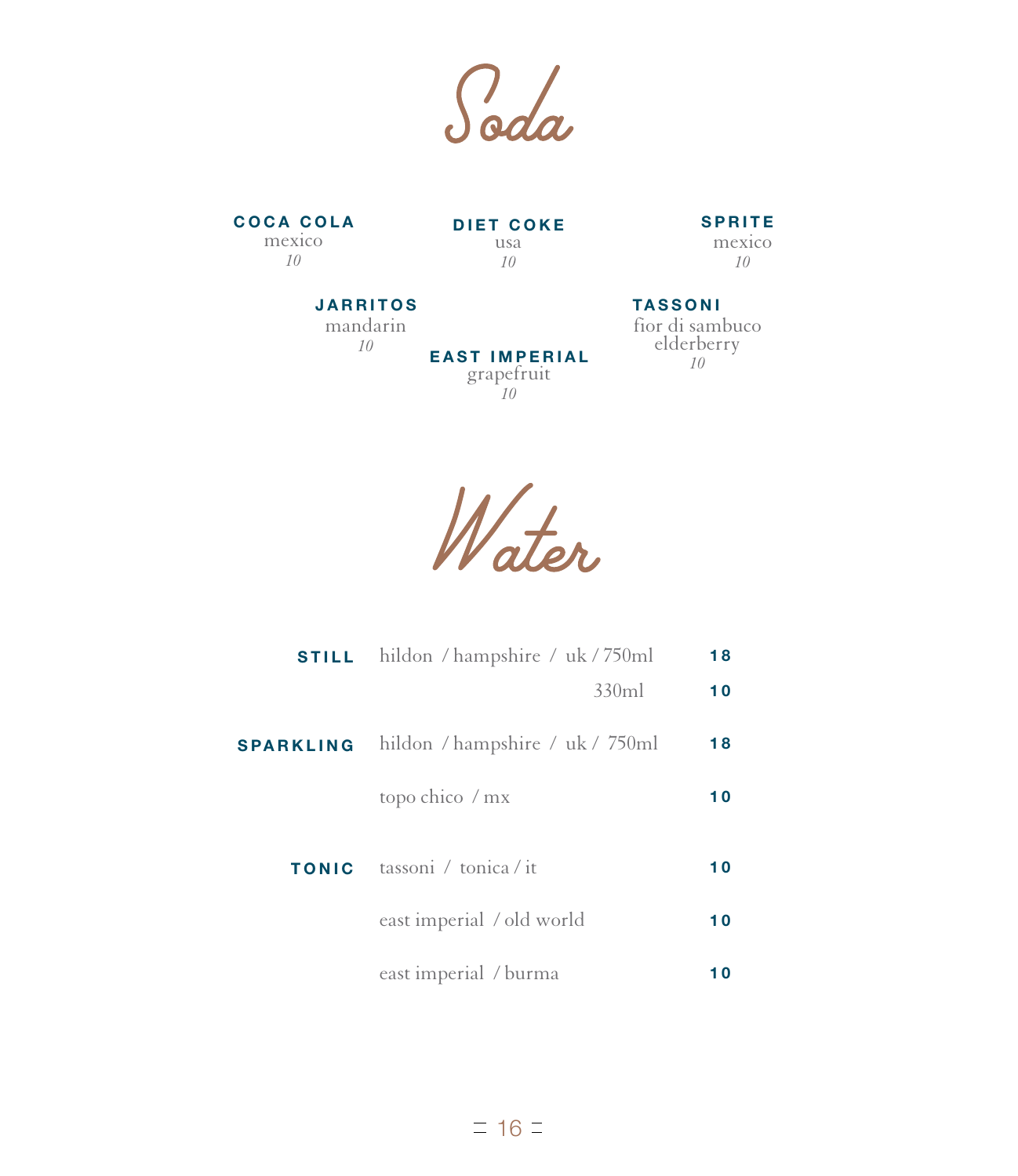# Soda

**COCA COLA**
mexico
*10*

**DIET COKE**
usa
*10*

**SPRITE**
mexico
*10*

**JARRITOS**
mandarin
*10*

**TASSONI**
fior di sambuco
elderberry
*10*

**EAST IMPERIAL**
grapefruit
*10*

# Water

| | | |
|---|---|---|
| **STILL** | hildon / hampshire / uk / 750ml | **18** |
| | 330ml | **10** |
| **SPARKLING** | hildon / hampshire / uk / 750ml | **18** |
| | topo chico / mx | **10** |
| **TONIC** | tassoni / tonica / it | **10** |
| | east imperial / old world | **10** |
| | east imperial / burma | **10** |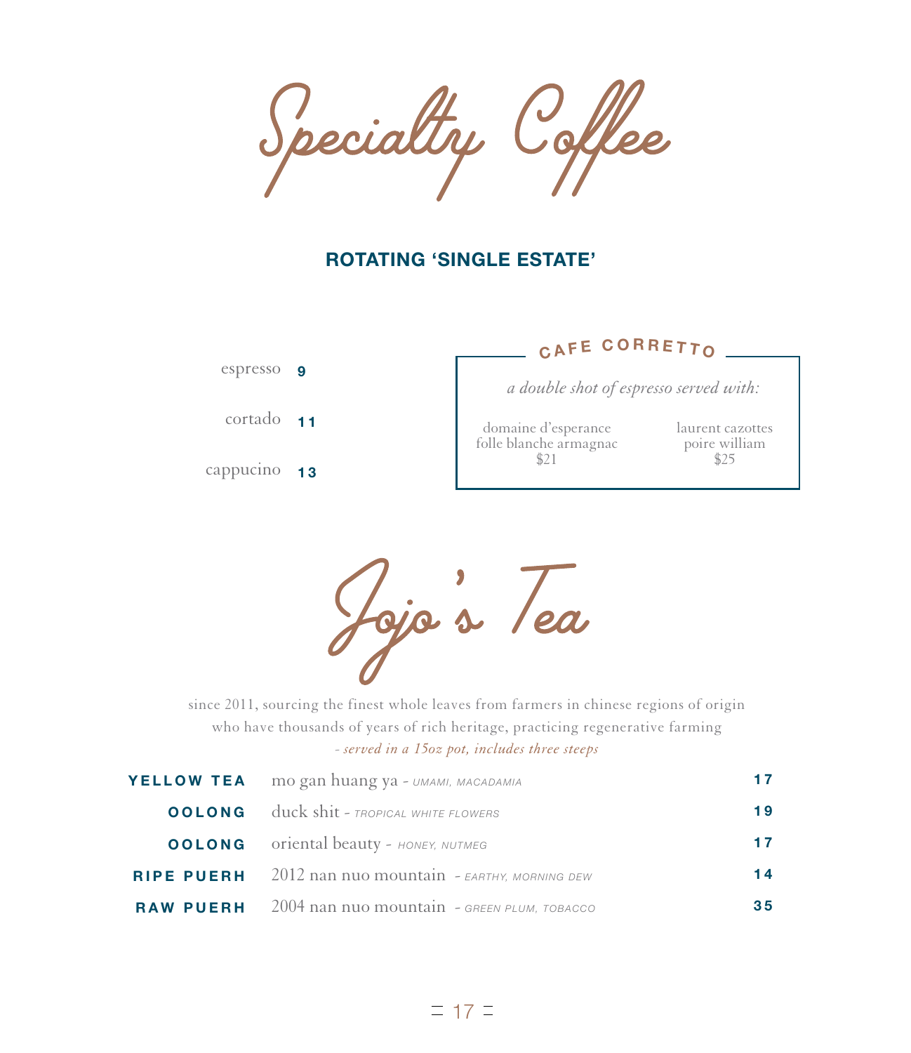# Specialty Coffee

## ROTATING 'SINGLE ESTATE'

espresso **9**

cortado **11**

cappucino **13**

### CAFE CORRETTO

*a double shot of espresso served with:*

domaine d'esperance
folle blanche armagnac
$21

laurent cazottes
poire william
$25

# Jojo's Tea

since 2011, sourcing the finest whole leaves from farmers in chinese regions of origin who have thousands of years of rich heritage, practicing regenerative farming

*- served in a 15oz pot, includes three steeps*

| | | |
|---|---|---|
| **YELLOW TEA** | mo gan huang ya - *UMAMI, MACADAMIA* | **17** |
| **OOLONG** | duck shit - *TROPICAL WHITE FLOWERS* | **19** |
| **OOLONG** | oriental beauty - *HONEY, NUTMEG* | **17** |
| **RIPE PUERH** | 2012 nan nuo mountain - *EARTHY, MORNING DEW* | **14** |
| **RAW PUERH** | 2004 nan nuo mountain - *GREEN PLUM, TOBACCO* | **35** |